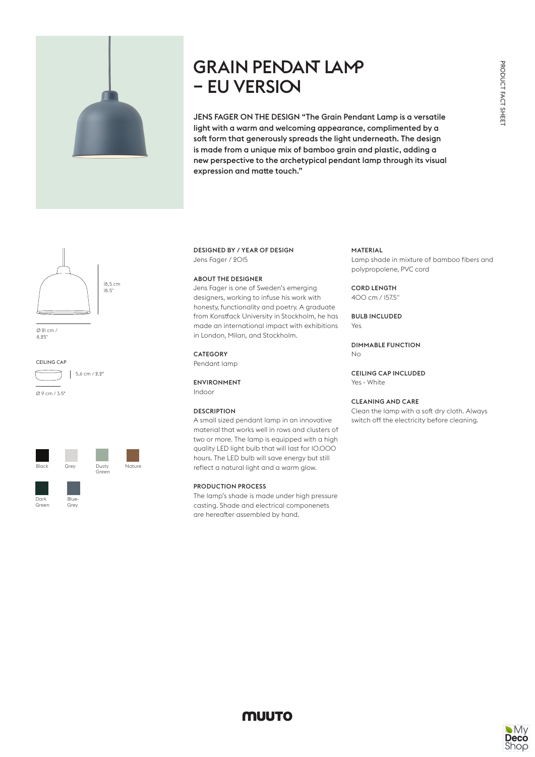# GRAIN PENDANT LAMP – EU VERSION

JENS FAGER ON THE DESIGN "The Grain Pendant Lamp is a versatile light with a warm and welcoming appearance, complimented by a soft form that generously spreads the light underneath. The design is made from a unique mix of bamboo grain and plastic, adding a new perspective to the archetypical pendant lamp through its visual expression and matte touch."

PRODUCT FACT SHEET

18,5 cm
18.5"

Ø 21 cm /
8.25"

CEILING CAP

5,6 cm / 2.2"

Ø 9 cm / 3.5"

Black, Grey, Dusty Green, Nature, Dark Green, Blue-Grey

### DESIGNED BY / YEAR OF DESIGN

Jens Fager / 2015

### ABOUT THE DESIGNER

Jens Fager is one of Sweden's emerging designers, working to infuse his work with honesty, functionality and poetry. A graduate from Konstfack University in Stockholm, he has made an international impact with exhibitions in London, Milan, and Stockholm.

### CATEGORY

Pendant lamp

### ENVIRONMENT

Indoor

### DESCRIPTION

A small sized pendant lamp in an innovative material that works well in rows and clusters of two or more. The lamp is equipped with a high quality LED light bulb that will last for 10.000 hours. The LED bulb will save energy but still reflect a natural light and a warm glow.

### PRODUCTION PROCESS

The lamp's shade is made under high pressure casting. Shade and electrical componenets are hereafter assembled by hand.

### MATERIAL

Lamp shade in mixture of bamboo fibers and polypropolene, PVC cord

### CORD LENGTH

400 cm / 157.5"

### BULB INCLUDED

Yes

### DIMMABLE FUNCTION

No

### CEILING CAP INCLUDED

Yes - White

### CLEANING AND CARE

Clean the lamp with a soft dry cloth. Always switch off the electricity before cleaning.

MUUTO

My Deco Shop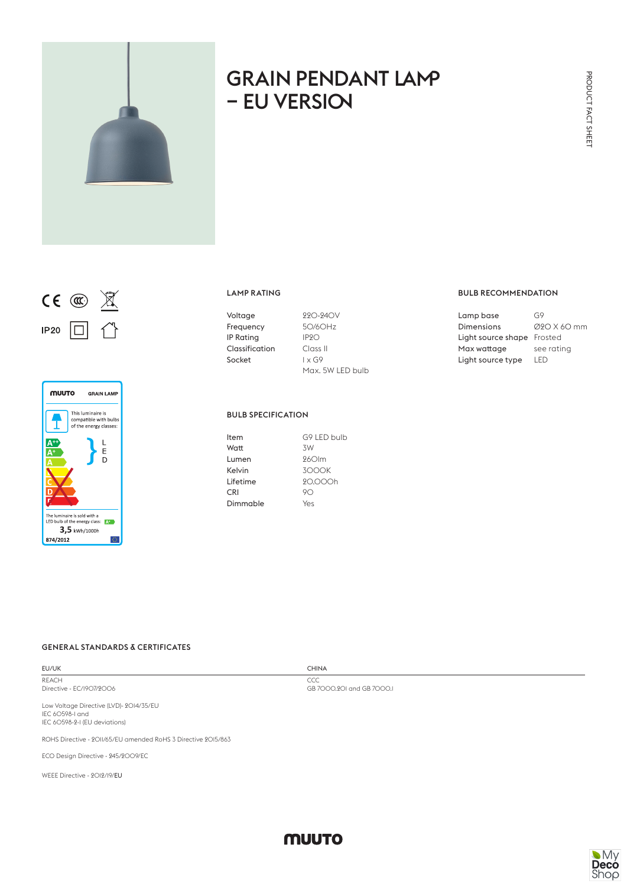# GRAIN PENDANT LAMP – EU VERSION

PRODUCT FACT SHEET

IP20

## LAMP RATING

| | |
|---|---|
| Voltage | 220-240V |
| Frequency | 50/60Hz |
| IP Rating | IP20 |
| Classification | Class II |
| Socket | 1 x G9<br>Max. 5W LED bulb |

## BULB RECOMMENDATION

| | |
|---|---|
| Lamp base | G9 |
| Dimensions | Ø20 X 60 mm |
| Light source shape | Frosted |
| Max wattage | see rating |
| Light source type | LED |

MUUTO GRAIN LAMP

This luminaire is compatible with bulbs of the energy classes:

A++ A+ A — LED

The luminaire is sold with a LED bulb of the energy class: A+

3,5 kWh/1000h

874/2012

## BULB SPECIFICATION

| | |
|---|---|
| Item | G9 LED bulb |
| Watt | 3W |
| Lumen | 260lm |
| Kelvin | 3000K |
| Lifetime | 20.000h |
| CRI | 90 |
| Dimmable | Yes |

## GENERAL STANDARDS & CERTIFICATES

**EU/UK**

REACH
Directive - EC/1907/2006

Low Voltage Directive (LVD)- 2014/35/EU
IEC 60598-1 and
IEC 60598-2-1 (EU deviations)

ROHS Directive - 2011/65/EU amended RoHS 3 Directive 2015/863

ECO Design Directive - 245/2009/EC

WEEE Directive - 2012/19/EU

**CHINA**

CCC
GB 7000.201 and GB 7000.1

MUUTO